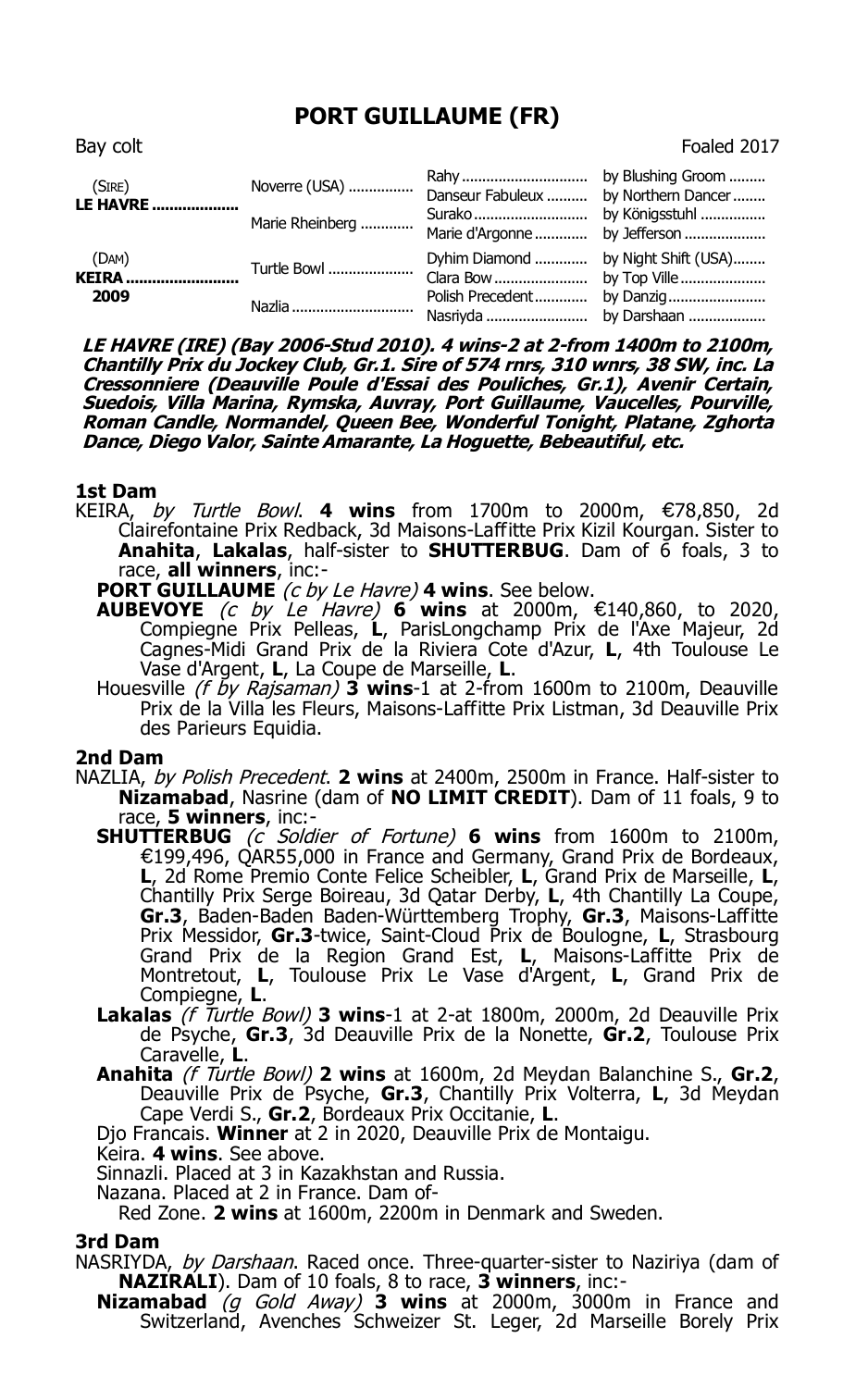# PORT GUILLAUME (FR)

Bay colt — Foaled 2017

| | | | |
|---|---|---|---|
| (SIRE) **LE HAVRE** | Noverre (USA) | Rahy | by Blushing Groom |
| | | Danseur Fabuleux | by Northern Dancer |
| | Marie Rheinberg | Surako | by Königsstuhl |
| | | Marie d'Argonne | by Jefferson |
| (DAM) **KEIRA** 2009 | Turtle Bowl | Dyhim Diamond | by Night Shift (USA) |
| | | Clara Bow | by Top Ville |
| | Nazlia | Polish Precedent | by Danzig |
| | | Nasriyda | by Darshaan |

***LE HAVRE (IRE) (Bay 2006-Stud 2010). 4 wins-2 at 2-from 1400m to 2100m, Chantilly Prix du Jockey Club, Gr.1. Sire of 574 rnrs, 310 wnrs, 38 SW, inc. La Cressonniere (Deauville Poule d'Essai des Pouliches, Gr.1), Avenir Certain, Suedois, Villa Marina, Rymska, Auvray, Port Guillaume, Vaucelles, Pourville, Roman Candle, Normandel, Queen Bee, Wonderful Tonight, Platane, Zghorta Dance, Diego Valor, Sainte Amarante, La Hoguette, Bebeautiful, etc.***

## 1st Dam

KEIRA, *by Turtle Bowl*. **4 wins** from 1700m to 2000m, €78,850, 2d Clairefontaine Prix Redback, 3d Maisons-Laffitte Prix Kizil Kourgan. Sister to **Anahita**, **Lakalas**, half-sister to **SHUTTERBUG**. Dam of 6 foals, 3 to race, **all winners**, inc:-

**PORT GUILLAUME** *(c by Le Havre)* **4 wins**. See below.

**AUBEVOYE** *(c by Le Havre)* **6 wins** at 2000m, €140,860, to 2020, Compiegne Prix Pelleas, **L**, ParisLongchamp Prix de l'Axe Majeur, 2d Cagnes-Midi Grand Prix de la Riviera Cote d'Azur, **L**, 4th Toulouse Le Vase d'Argent, **L**, La Coupe de Marseille, **L**.

Houesville *(f by Rajsaman)* **3 wins**-1 at 2-from 1600m to 2100m, Deauville Prix de la Villa les Fleurs, Maisons-Laffitte Prix Listman, 3d Deauville Prix des Parieurs Equidia.

## 2nd Dam

NAZLIA, *by Polish Precedent*. **2 wins** at 2400m, 2500m in France. Half-sister to **Nizamabad**, Nasrine (dam of **NO LIMIT CREDIT**). Dam of 11 foals, 9 to race, **5 winners**, inc:-

**SHUTTERBUG** *(c Soldier of Fortune)* **6 wins** from 1600m to 2100m, €199,496, QAR55,000 in France and Germany, Grand Prix de Bordeaux, **L**, 2d Rome Premio Conte Felice Scheibler, **L**, Grand Prix de Marseille, **L**, Chantilly Prix Serge Boireau, 3d Qatar Derby, **L**, 4th Chantilly La Coupe, **Gr.3**, Baden-Baden Baden-Württemberg Trophy, **Gr.3**, Maisons-Laffitte Prix Messidor, **Gr.3**-twice, Saint-Cloud Prix de Boulogne, **L**, Strasbourg Grand Prix de la Region Grand Est, **L**, Maisons-Laffitte Prix de Montretout, **L**, Toulouse Prix Le Vase d'Argent, **L**, Grand Prix de Compiegne, **L**.

**Lakalas** *(f Turtle Bowl)* **3 wins**-1 at 2-at 1800m, 2000m, 2d Deauville Prix de Psyche, **Gr.3**, 3d Deauville Prix de la Nonette, **Gr.2**, Toulouse Prix Caravelle, **L**.

**Anahita** *(f Turtle Bowl)* **2 wins** at 1600m, 2d Meydan Balanchine S., **Gr.2**, Deauville Prix de Psyche, **Gr.3**, Chantilly Prix Volterra, **L**, 3d Meydan Cape Verdi S., **Gr.2**, Bordeaux Prix Occitanie, **L**.

Djo Francais. **Winner** at 2 in 2020, Deauville Prix de Montaigu.

Keira. **4 wins**. See above.

Sinnazli. Placed at 3 in Kazakhstan and Russia.

Nazana. Placed at 2 in France. Dam of-

Red Zone. **2 wins** at 1600m, 2200m in Denmark and Sweden.

## 3rd Dam

NASRIYDA, *by Darshaan*. Raced once. Three-quarter-sister to Naziriya (dam of **NAZIRALI**). Dam of 10 foals, 8 to race, **3 winners**, inc:-

**Nizamabad** *(g Gold Away)* **3 wins** at 2000m, 3000m in France and Switzerland, Avenches Schweizer St. Leger, 2d Marseille Borely Prix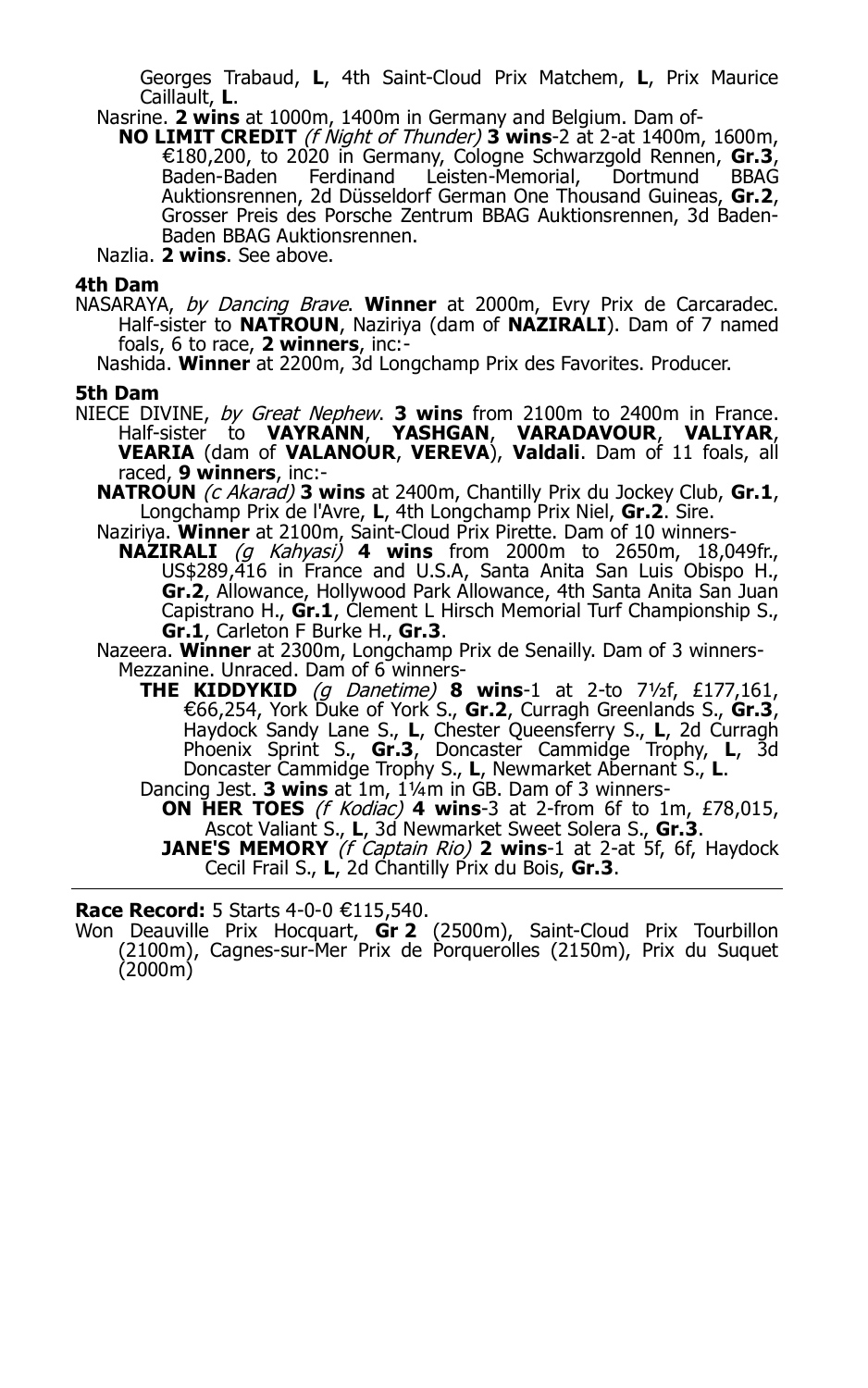Georges Trabaud, **L**, 4th Saint-Cloud Prix Matchem, **L**, Prix Maurice Caillault, **L**.

Nasrine. **2 wins** at 1000m, 1400m in Germany and Belgium. Dam of-

**NO LIMIT CREDIT** *(f Night of Thunder)* **3 wins**-2 at 2-at 1400m, 1600m, €180,200, to 2020 in Germany, Cologne Schwarzgold Rennen, **Gr.3**, Baden-Baden Ferdinand Leisten-Memorial, Dortmund BBAG Auktionsrennen, 2d Düsseldorf German One Thousand Guineas, **Gr.2**, Grosser Preis des Porsche Zentrum BBAG Auktionsrennen, 3d Baden-Baden BBAG Auktionsrennen.

Nazlia. **2 wins**. See above.

**4th Dam**

NASARAYA, *by Dancing Brave*. **Winner** at 2000m, Evry Prix de Carcaradec. Half-sister to **NATROUN**, Naziriya (dam of **NAZIRALI**). Dam of 7 named foals, 6 to race, **2 winners**, inc:-

Nashida. **Winner** at 2200m, 3d Longchamp Prix des Favorites. Producer.

**5th Dam**

NIECE DIVINE, *by Great Nephew*. **3 wins** from 2100m to 2400m in France. Half-sister to **VAYRANN**, **YASHGAN**, **VARADAVOUR**, **VALIYAR**, **VEARIA** (dam of **VALANOUR**, **VEREVA**), **Valdali**. Dam of 11 foals, all raced, **9 winners**, inc:-

**NATROUN** *(c Akarad)* **3 wins** at 2400m, Chantilly Prix du Jockey Club, **Gr.1**, Longchamp Prix de l'Avre, **L**, 4th Longchamp Prix Niel, **Gr.2**. Sire.

Naziriya. **Winner** at 2100m, Saint-Cloud Prix Pirette. Dam of 10 winners-

**NAZIRALI** *(g Kahyasi)* **4 wins** from 2000m to 2650m, 18,049fr., US$289,416 in France and U.S.A, Santa Anita San Luis Obispo H., **Gr.2**, Allowance, Hollywood Park Allowance, 4th Santa Anita San Juan Capistrano H., **Gr.1**, Clement L Hirsch Memorial Turf Championship S., **Gr.1**, Carleton F Burke H., **Gr.3**.

Nazeera. **Winner** at 2300m, Longchamp Prix de Senailly. Dam of 3 winners-

Mezzanine. Unraced. Dam of 6 winners-

**THE KIDDYKID** *(g Danetime)* **8 wins**-1 at 2-to 7½f, £177,161, €66,254, York Duke of York S., **Gr.2**, Curragh Greenlands S., **Gr.3**, Haydock Sandy Lane S., **L**, Chester Queensferry S., **L**, 2d Curragh Phoenix Sprint S., **Gr.3**, Doncaster Cammidge Trophy, **L**, 3d Doncaster Cammidge Trophy S., **L**, Newmarket Abernant S., **L**.

Dancing Jest. **3 wins** at 1m, 1¼m in GB. Dam of 3 winners-

**ON HER TOES** *(f Kodiac)* **4 wins**-3 at 2-from 6f to 1m, £78,015, Ascot Valiant S., **L**, 3d Newmarket Sweet Solera S., **Gr.3**.

**JANE'S MEMORY** *(f Captain Rio)* **2 wins**-1 at 2-at 5f, 6f, Haydock Cecil Frail S., **L**, 2d Chantilly Prix du Bois, **Gr.3**.

---

**Race Record:** 5 Starts 4-0-0 €115,540.

Won Deauville Prix Hocquart, **Gr 2** (2500m), Saint-Cloud Prix Tourbillon (2100m), Cagnes-sur-Mer Prix de Porquerolles (2150m), Prix du Suquet (2000m)